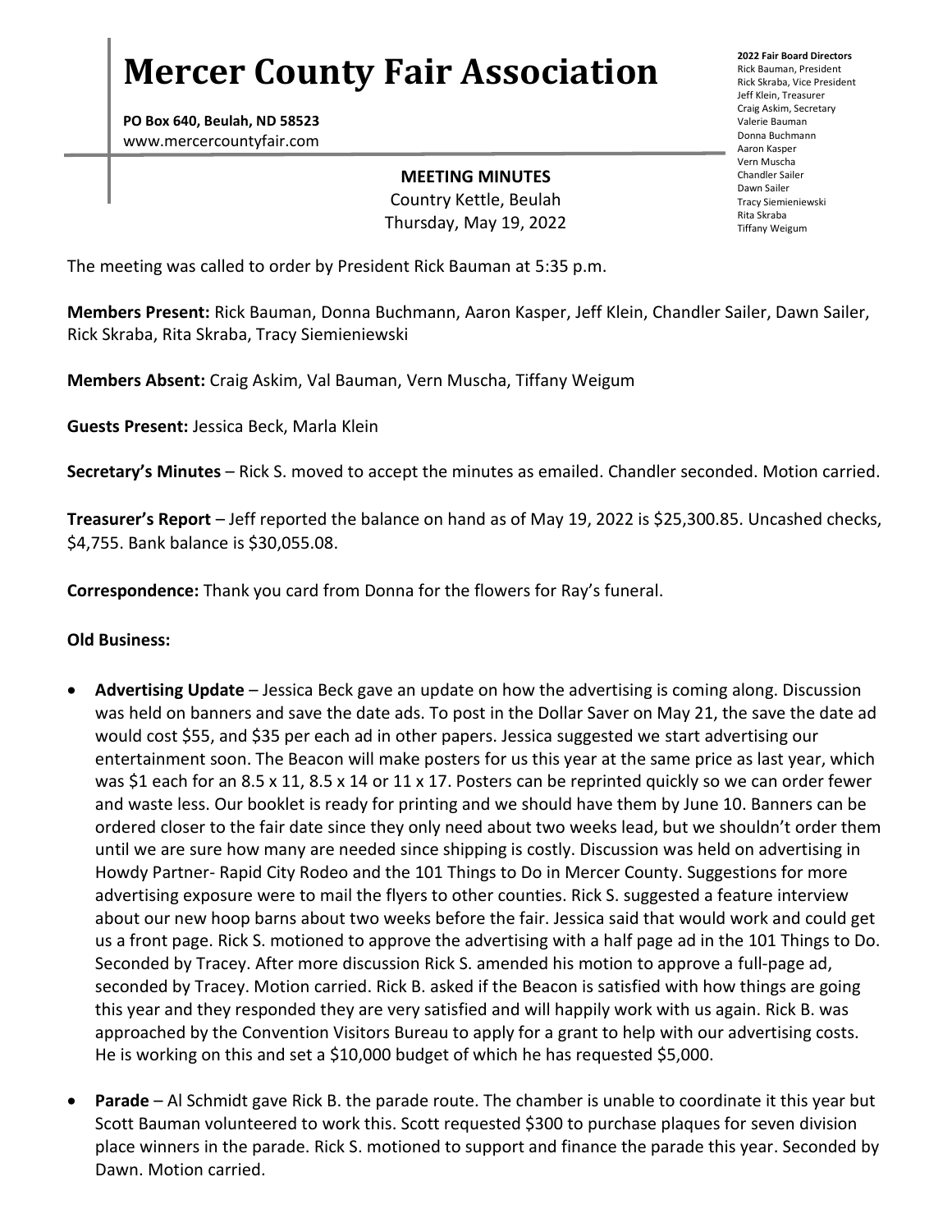# Mercer County Fair Association

**PO Box 640, Beulah, ND 58523**
www.mercercountyfair.com

**2022 Fair Board Directors**
Rick Bauman, President
Rick Skraba, Vice President
Jeff Klein, Treasurer
Craig Askim, Secretary
Valerie Bauman
Donna Buchmann
Aaron Kasper
Vern Muscha
Chandler Sailer
Dawn Sailer
Tracy Siemieniewski
Rita Skraba
Tiffany Weigum

**MEETING MINUTES**
Country Kettle, Beulah
Thursday, May 19, 2022

The meeting was called to order by President Rick Bauman at 5:35 p.m.

**Members Present:** Rick Bauman, Donna Buchmann, Aaron Kasper, Jeff Klein, Chandler Sailer, Dawn Sailer, Rick Skraba, Rita Skraba, Tracy Siemieniewski

**Members Absent:** Craig Askim, Val Bauman, Vern Muscha, Tiffany Weigum

**Guests Present:** Jessica Beck, Marla Klein

**Secretary's Minutes** – Rick S. moved to accept the minutes as emailed. Chandler seconded. Motion carried.

**Treasurer's Report** – Jeff reported the balance on hand as of May 19, 2022 is $25,300.85. Uncashed checks, $4,755. Bank balance is $30,055.08.

**Correspondence:** Thank you card from Donna for the flowers for Ray's funeral.

**Old Business:**

- **Advertising Update** – Jessica Beck gave an update on how the advertising is coming along. Discussion was held on banners and save the date ads. To post in the Dollar Saver on May 21, the save the date ad would cost $55, and $35 per each ad in other papers. Jessica suggested we start advertising our entertainment soon. The Beacon will make posters for us this year at the same price as last year, which was $1 each for an 8.5 x 11, 8.5 x 14 or 11 x 17. Posters can be reprinted quickly so we can order fewer and waste less. Our booklet is ready for printing and we should have them by June 10. Banners can be ordered closer to the fair date since they only need about two weeks lead, but we shouldn't order them until we are sure how many are needed since shipping is costly. Discussion was held on advertising in Howdy Partner- Rapid City Rodeo and the 101 Things to Do in Mercer County. Suggestions for more advertising exposure were to mail the flyers to other counties. Rick S. suggested a feature interview about our new hoop barns about two weeks before the fair. Jessica said that would work and could get us a front page. Rick S. motioned to approve the advertising with a half page ad in the 101 Things to Do. Seconded by Tracey. After more discussion Rick S. amended his motion to approve a full-page ad, seconded by Tracey. Motion carried. Rick B. asked if the Beacon is satisfied with how things are going this year and they responded they are very satisfied and will happily work with us again. Rick B. was approached by the Convention Visitors Bureau to apply for a grant to help with our advertising costs. He is working on this and set a $10,000 budget of which he has requested $5,000.

- **Parade** – Al Schmidt gave Rick B. the parade route. The chamber is unable to coordinate it this year but Scott Bauman volunteered to work this. Scott requested $300 to purchase plaques for seven division place winners in the parade. Rick S. motioned to support and finance the parade this year. Seconded by Dawn. Motion carried.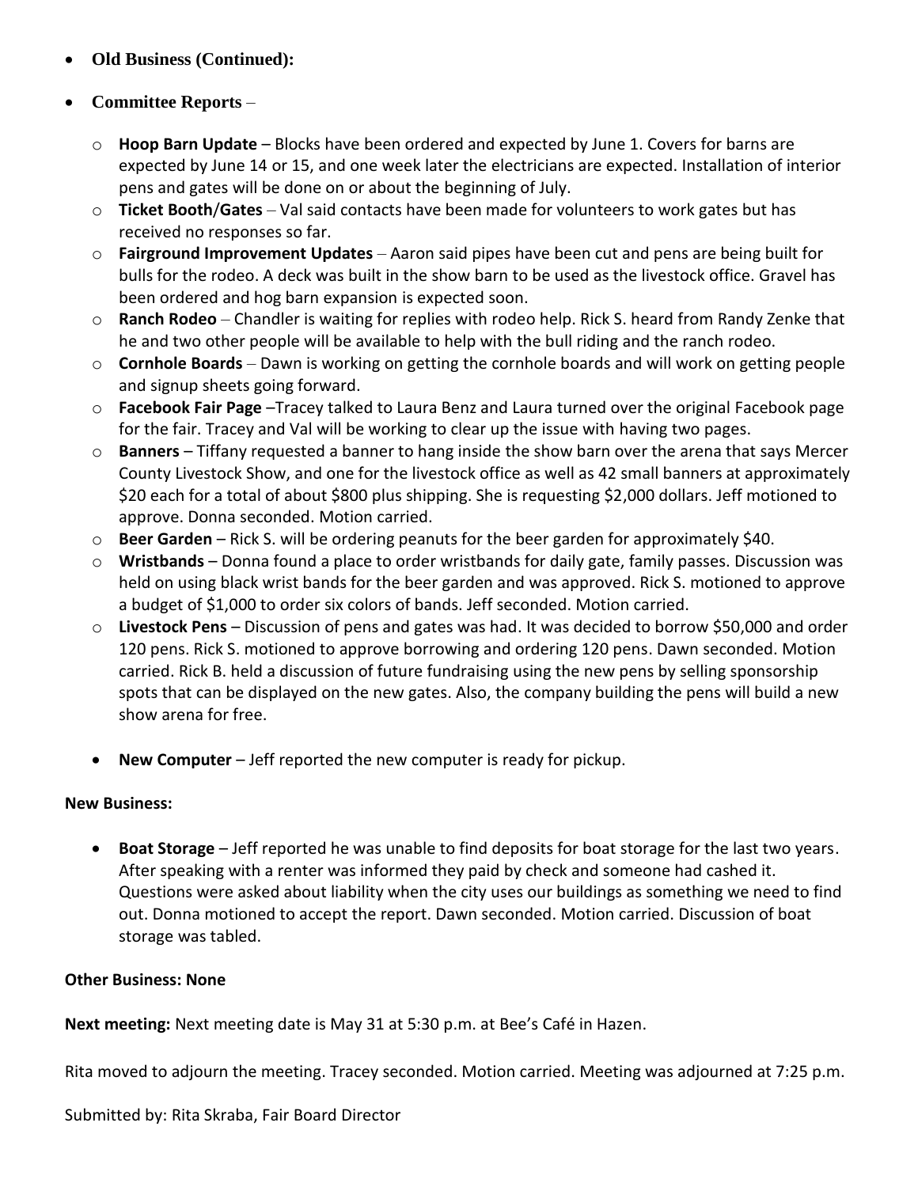- **Old Business (Continued):**
- **Committee Reports** –
    - **Hoop Barn Update** – Blocks have been ordered and expected by June 1. Covers for barns are expected by June 14 or 15, and one week later the electricians are expected. Installation of interior pens and gates will be done on or about the beginning of July.
    - **Ticket Booth/Gates** – Val said contacts have been made for volunteers to work gates but has received no responses so far.
    - **Fairground Improvement Updates** – Aaron said pipes have been cut and pens are being built for bulls for the rodeo. A deck was built in the show barn to be used as the livestock office. Gravel has been ordered and hog barn expansion is expected soon.
    - **Ranch Rodeo** – Chandler is waiting for replies with rodeo help. Rick S. heard from Randy Zenke that he and two other people will be available to help with the bull riding and the ranch rodeo.
    - **Cornhole Boards** – Dawn is working on getting the cornhole boards and will work on getting people and signup sheets going forward.
    - **Facebook Fair Page** –Tracey talked to Laura Benz and Laura turned over the original Facebook page for the fair. Tracey and Val will be working to clear up the issue with having two pages.
    - **Banners** – Tiffany requested a banner to hang inside the show barn over the arena that says Mercer County Livestock Show, and one for the livestock office as well as 42 small banners at approximately \$20 each for a total of about \$800 plus shipping. She is requesting \$2,000 dollars. Jeff motioned to approve. Donna seconded. Motion carried.
    - **Beer Garden** – Rick S. will be ordering peanuts for the beer garden for approximately \$40.
    - **Wristbands** – Donna found a place to order wristbands for daily gate, family passes. Discussion was held on using black wrist bands for the beer garden and was approved. Rick S. motioned to approve a budget of \$1,000 to order six colors of bands. Jeff seconded. Motion carried.
    - **Livestock Pens** – Discussion of pens and gates was had. It was decided to borrow \$50,000 and order 120 pens. Rick S. motioned to approve borrowing and ordering 120 pens. Dawn seconded. Motion carried. Rick B. held a discussion of future fundraising using the new pens by selling sponsorship spots that can be displayed on the new gates. Also, the company building the pens will build a new show arena for free.

- **New Computer** – Jeff reported the new computer is ready for pickup.

**New Business:**

- **Boat Storage** – Jeff reported he was unable to find deposits for boat storage for the last two years. After speaking with a renter was informed they paid by check and someone had cashed it. Questions were asked about liability when the city uses our buildings as something we need to find out. Donna motioned to accept the report. Dawn seconded. Motion carried. Discussion of boat storage was tabled.

**Other Business: None**

**Next meeting:** Next meeting date is May 31 at 5:30 p.m. at Bee's Café in Hazen.

Rita moved to adjourn the meeting. Tracey seconded. Motion carried. Meeting was adjourned at 7:25 p.m.

Submitted by: Rita Skraba, Fair Board Director